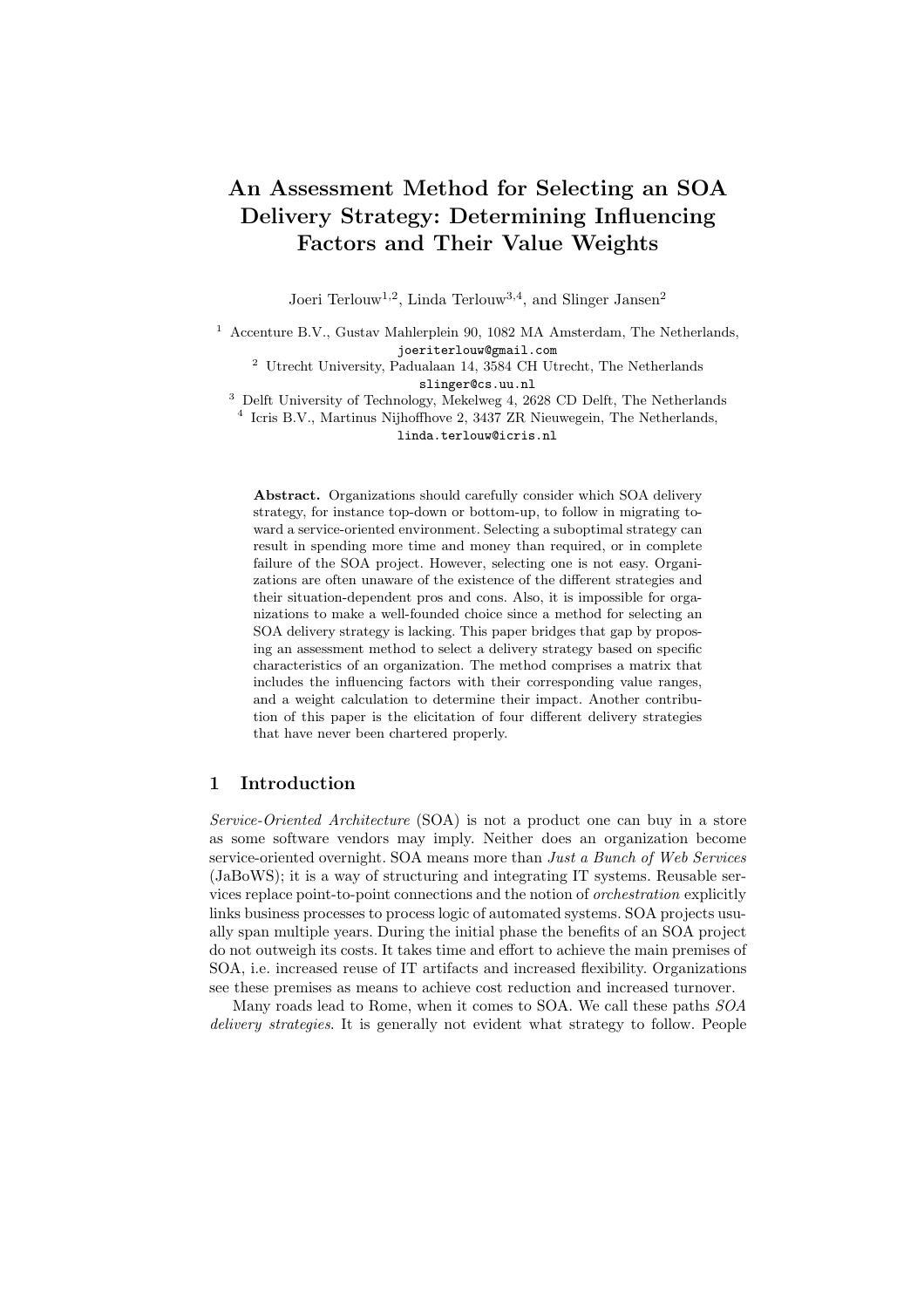# An Assessment Method for Selecting an SOA Delivery Strategy: Determining Influencing Factors and Their Value Weights

Joeri Terlouw[1,2], Linda Terlouw[3,4], and Slinger Jansen[2]

[1] Accenture B.V., Gustav Mahlerplein 90, 1082 MA Amsterdam, The Netherlands,
joeriterlouw@gmail.com
[2] Utrecht University, Padualaan 14, 3584 CH Utrecht, The Netherlands
slinger@cs.uu.nl
[3] Delft University of Technology, Mekelweg 4, 2628 CD Delft, The Netherlands
[4] Icris B.V., Martinus Nijhoffhove 2, 3437 ZR Nieuwegein, The Netherlands,
linda.terlouw@icris.nl

**Abstract.** Organizations should carefully consider which SOA delivery strategy, for instance top-down or bottom-up, to follow in migrating toward a service-oriented environment. Selecting a suboptimal strategy can result in spending more time and money than required, or in complete failure of the SOA project. However, selecting one is not easy. Organizations are often unaware of the existence of the different strategies and their situation-dependent pros and cons. Also, it is impossible for organizations to make a well-founded choice since a method for selecting an SOA delivery strategy is lacking. This paper bridges that gap by proposing an assessment method to select a delivery strategy based on specific characteristics of an organization. The method comprises a matrix that includes the influencing factors with their corresponding value ranges, and a weight calculation to determine their impact. Another contribution of this paper is the elicitation of four different delivery strategies that have never been chartered properly.

## 1 Introduction

*Service-Oriented Architecture* (SOA) is not a product one can buy in a store as some software vendors may imply. Neither does an organization become service-oriented overnight. SOA means more than *Just a Bunch of Web Services* (JaBoWS); it is a way of structuring and integrating IT systems. Reusable services replace point-to-point connections and the notion of *orchestration* explicitly links business processes to process logic of automated systems. SOA projects usually span multiple years. During the initial phase the benefits of an SOA project do not outweigh its costs. It takes time and effort to achieve the main premises of SOA, i.e. increased reuse of IT artifacts and increased flexibility. Organizations see these premises as means to achieve cost reduction and increased turnover.

Many roads lead to Rome, when it comes to SOA. We call these paths *SOA delivery strategies*. It is generally not evident what strategy to follow. People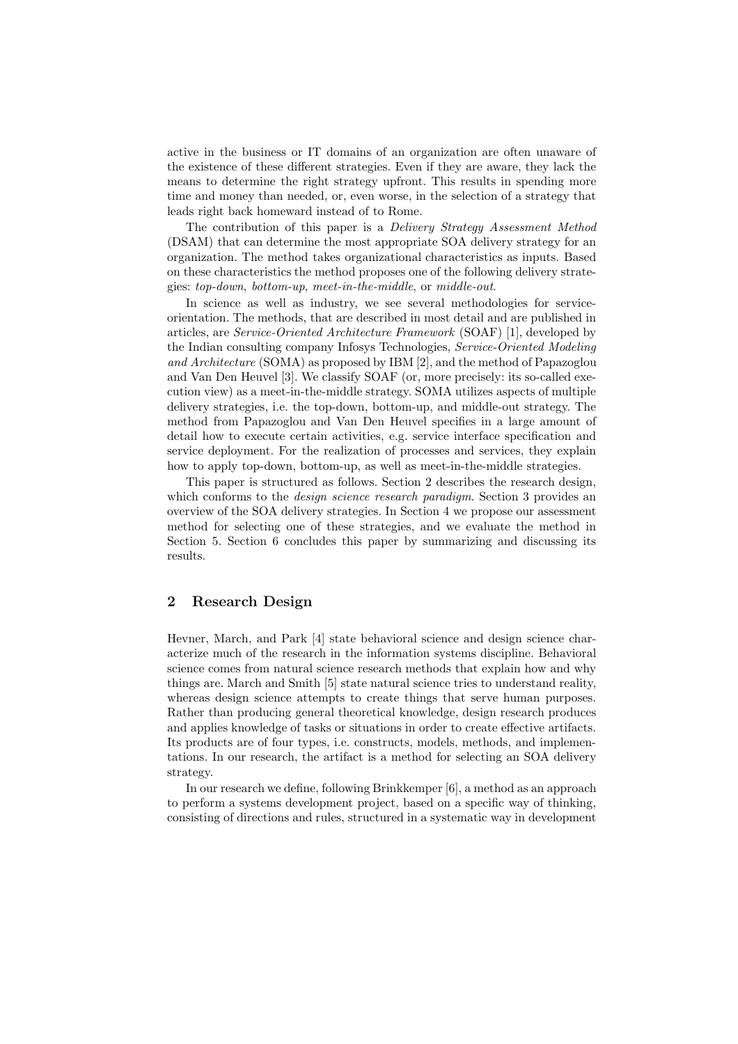active in the business or IT domains of an organization are often unaware of the existence of these different strategies. Even if they are aware, they lack the means to determine the right strategy upfront. This results in spending more time and money than needed, or, even worse, in the selection of a strategy that leads right back homeward instead of to Rome.

The contribution of this paper is a *Delivery Strategy Assessment Method* (DSAM) that can determine the most appropriate SOA delivery strategy for an organization. The method takes organizational characteristics as inputs. Based on these characteristics the method proposes one of the following delivery strategies: *top-down*, *bottom-up*, *meet-in-the-middle*, or *middle-out*.

In science as well as industry, we see several methodologies for service-orientation. The methods, that are described in most detail and are published in articles, are *Service-Oriented Architecture Framework* (SOAF) [1], developed by the Indian consulting company Infosys Technologies, *Service-Oriented Modeling and Architecture* (SOMA) as proposed by IBM [2], and the method of Papazoglou and Van Den Heuvel [3]. We classify SOAF (or, more precisely: its so-called execution view) as a meet-in-the-middle strategy. SOMA utilizes aspects of multiple delivery strategies, i.e. the top-down, bottom-up, and middle-out strategy. The method from Papazoglou and Van Den Heuvel specifies in a large amount of detail how to execute certain activities, e.g. service interface specification and service deployment. For the realization of processes and services, they explain how to apply top-down, bottom-up, as well as meet-in-the-middle strategies.

This paper is structured as follows. Section 2 describes the research design, which conforms to the *design science research paradigm*. Section 3 provides an overview of the SOA delivery strategies. In Section 4 we propose our assessment method for selecting one of these strategies, and we evaluate the method in Section 5. Section 6 concludes this paper by summarizing and discussing its results.

## 2 Research Design

Hevner, March, and Park [4] state behavioral science and design science characterize much of the research in the information systems discipline. Behavioral science comes from natural science research methods that explain how and why things are. March and Smith [5] state natural science tries to understand reality, whereas design science attempts to create things that serve human purposes. Rather than producing general theoretical knowledge, design research produces and applies knowledge of tasks or situations in order to create effective artifacts. Its products are of four types, i.e. constructs, models, methods, and implementations. In our research, the artifact is a method for selecting an SOA delivery strategy.

In our research we define, following Brinkkemper [6], a method as an approach to perform a systems development project, based on a specific way of thinking, consisting of directions and rules, structured in a systematic way in development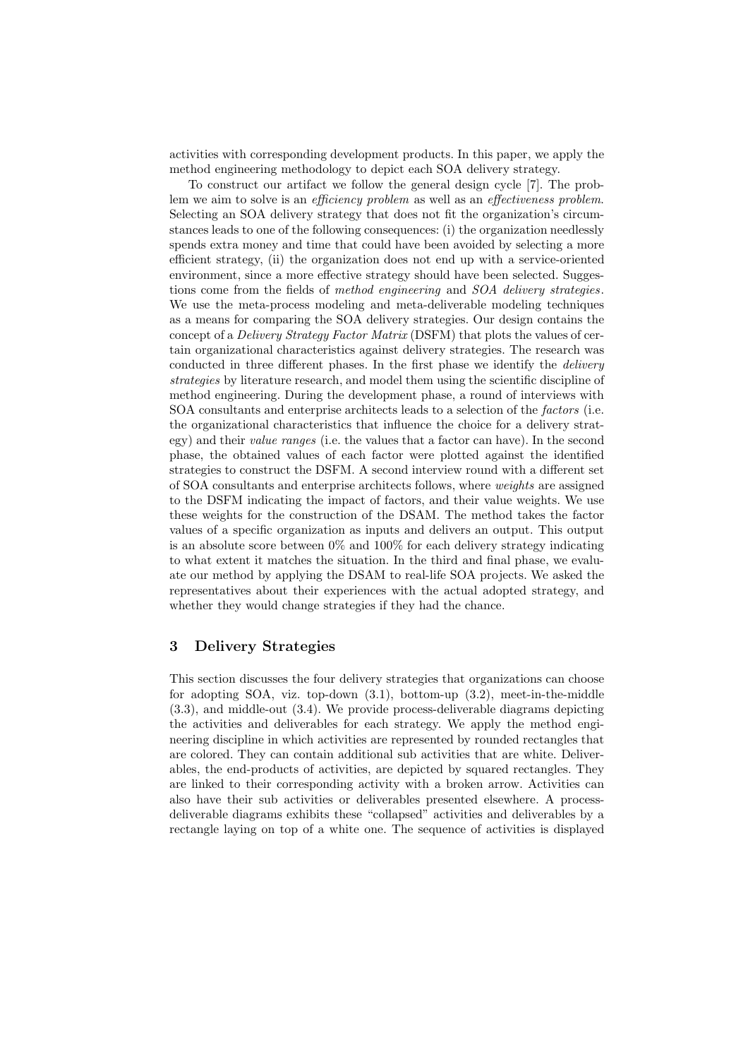activities with corresponding development products. In this paper, we apply the method engineering methodology to depict each SOA delivery strategy.

To construct our artifact we follow the general design cycle [7]. The problem we aim to solve is an *efficiency problem* as well as an *effectiveness problem*. Selecting an SOA delivery strategy that does not fit the organization's circumstances leads to one of the following consequences: (i) the organization needlessly spends extra money and time that could have been avoided by selecting a more efficient strategy, (ii) the organization does not end up with a service-oriented environment, since a more effective strategy should have been selected. Suggestions come from the fields of *method engineering* and *SOA delivery strategies*. We use the meta-process modeling and meta-deliverable modeling techniques as a means for comparing the SOA delivery strategies. Our design contains the concept of a *Delivery Strategy Factor Matrix* (DSFM) that plots the values of certain organizational characteristics against delivery strategies. The research was conducted in three different phases. In the first phase we identify the *delivery strategies* by literature research, and model them using the scientific discipline of method engineering. During the development phase, a round of interviews with SOA consultants and enterprise architects leads to a selection of the *factors* (i.e. the organizational characteristics that influence the choice for a delivery strategy) and their *value ranges* (i.e. the values that a factor can have). In the second phase, the obtained values of each factor were plotted against the identified strategies to construct the DSFM. A second interview round with a different set of SOA consultants and enterprise architects follows, where *weights* are assigned to the DSFM indicating the impact of factors, and their value weights. We use these weights for the construction of the DSAM. The method takes the factor values of a specific organization as inputs and delivers an output. This output is an absolute score between 0% and 100% for each delivery strategy indicating to what extent it matches the situation. In the third and final phase, we evaluate our method by applying the DSAM to real-life SOA projects. We asked the representatives about their experiences with the actual adopted strategy, and whether they would change strategies if they had the chance.

## 3 Delivery Strategies

This section discusses the four delivery strategies that organizations can choose for adopting SOA, viz. top-down (3.1), bottom-up (3.2), meet-in-the-middle (3.3), and middle-out (3.4). We provide process-deliverable diagrams depicting the activities and deliverables for each strategy. We apply the method engineering discipline in which activities are represented by rounded rectangles that are colored. They can contain additional sub activities that are white. Deliverables, the end-products of activities, are depicted by squared rectangles. They are linked to their corresponding activity with a broken arrow. Activities can also have their sub activities or deliverables presented elsewhere. A process-deliverable diagrams exhibits these "collapsed" activities and deliverables by a rectangle laying on top of a white one. The sequence of activities is displayed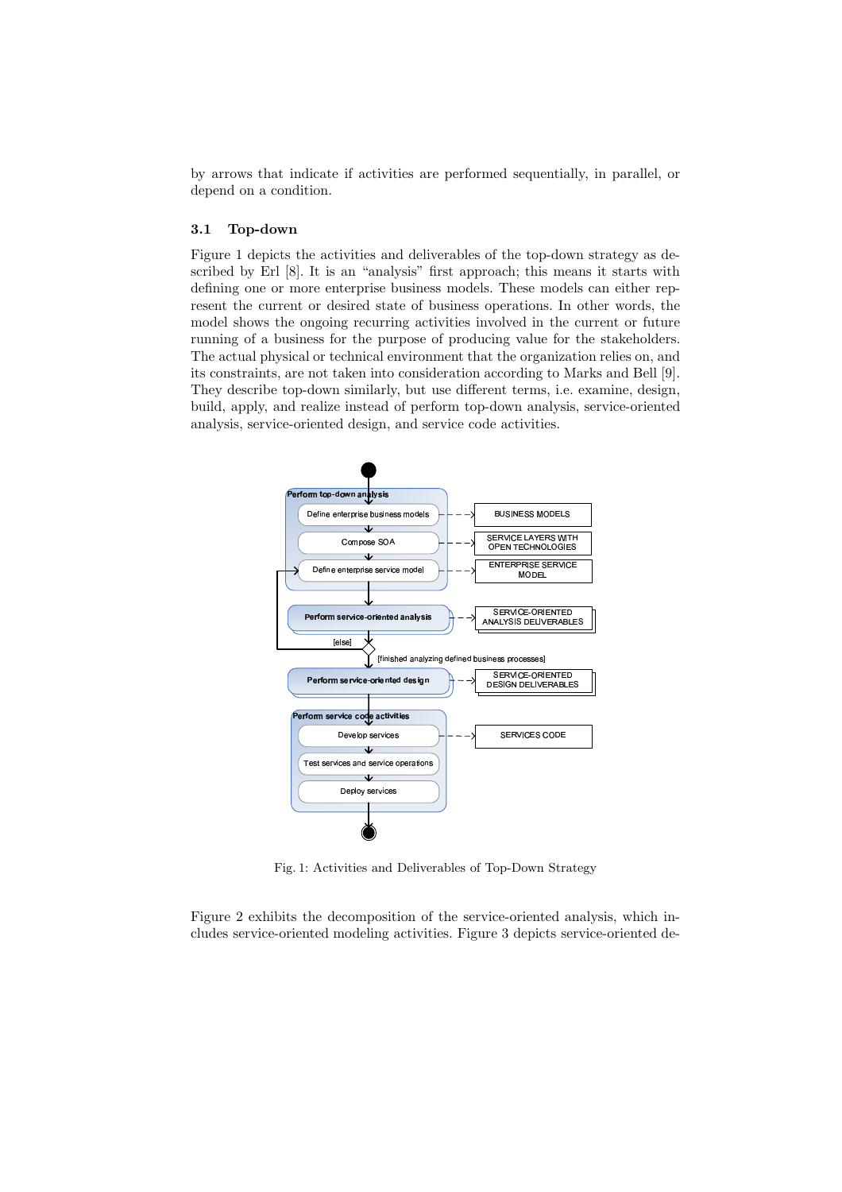by arrows that indicate if activities are performed sequentially, in parallel, or depend on a condition.

### 3.1 Top-down

Figure 1 depicts the activities and deliverables of the top-down strategy as described by Erl [8]. It is an "analysis" first approach; this means it starts with defining one or more enterprise business models. These models can either represent the current or desired state of business operations. In other words, the model shows the ongoing recurring activities involved in the current or future running of a business for the purpose of producing value for the stakeholders. The actual physical or technical environment that the organization relies on, and its constraints, are not taken into consideration according to Marks and Bell [9]. They describe top-down similarly, but use different terms, i.e. examine, design, build, apply, and realize instead of perform top-down analysis, service-oriented analysis, service-oriented design, and service code activities.

Fig. 1: Activities and Deliverables of Top-Down Strategy

Figure 2 exhibits the decomposition of the service-oriented analysis, which includes service-oriented modeling activities. Figure 3 depicts service-oriented de-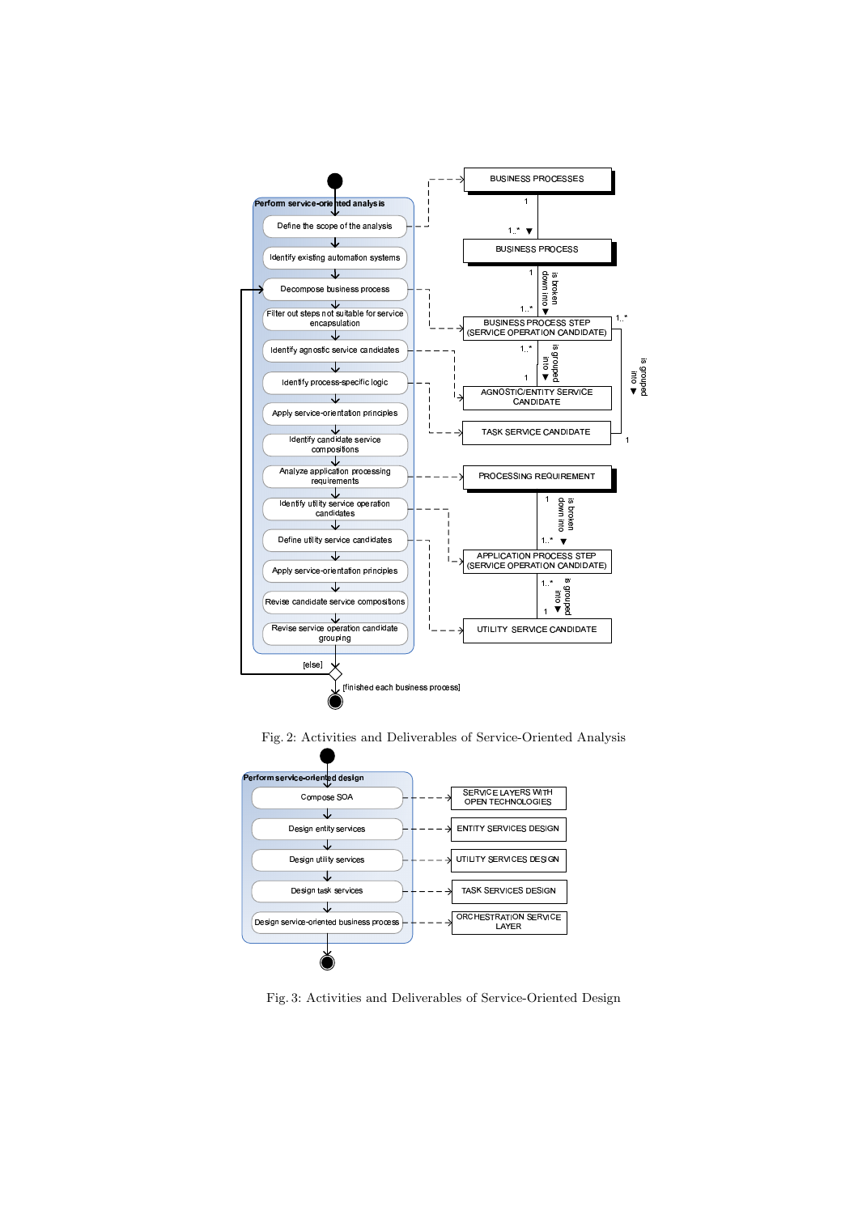Fig. 2: Activities and Deliverables of Service-Oriented Analysis

Fig. 3: Activities and Deliverables of Service-Oriented Design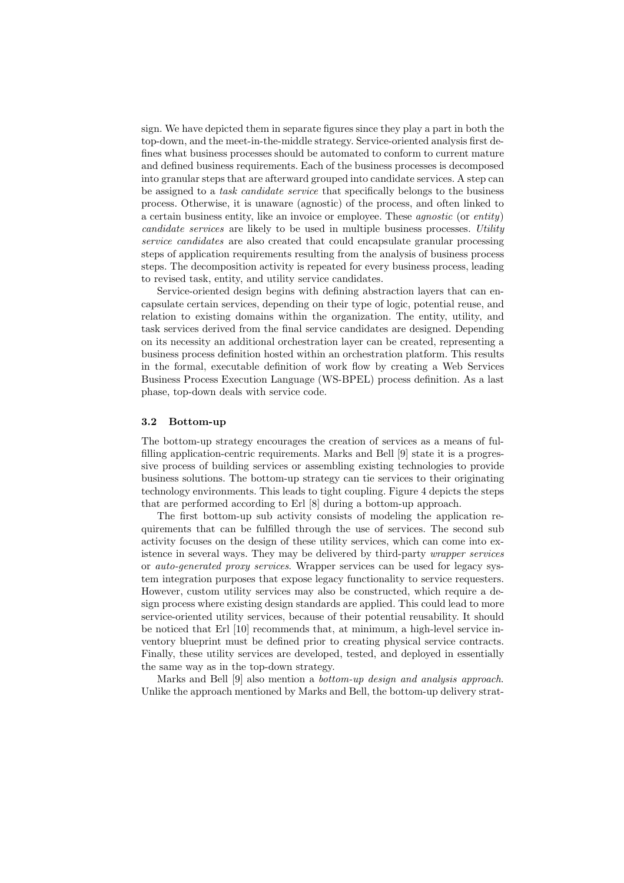sign. We have depicted them in separate figures since they play a part in both the top-down, and the meet-in-the-middle strategy. Service-oriented analysis first defines what business processes should be automated to conform to current mature and defined business requirements. Each of the business processes is decomposed into granular steps that are afterward grouped into candidate services. A step can be assigned to a *task candidate service* that specifically belongs to the business process. Otherwise, it is unaware (agnostic) of the process, and often linked to a certain business entity, like an invoice or employee. These *agnostic* (or *entity*) *candidate services* are likely to be used in multiple business processes. *Utility service candidates* are also created that could encapsulate granular processing steps of application requirements resulting from the analysis of business process steps. The decomposition activity is repeated for every business process, leading to revised task, entity, and utility service candidates.

Service-oriented design begins with defining abstraction layers that can encapsulate certain services, depending on their type of logic, potential reuse, and relation to existing domains within the organization. The entity, utility, and task services derived from the final service candidates are designed. Depending on its necessity an additional orchestration layer can be created, representing a business process definition hosted within an orchestration platform. This results in the formal, executable definition of work flow by creating a Web Services Business Process Execution Language (WS-BPEL) process definition. As a last phase, top-down deals with service code.

### 3.2 Bottom-up

The bottom-up strategy encourages the creation of services as a means of fulfilling application-centric requirements. Marks and Bell [9] state it is a progressive process of building services or assembling existing technologies to provide business solutions. The bottom-up strategy can tie services to their originating technology environments. This leads to tight coupling. Figure 4 depicts the steps that are performed according to Erl [8] during a bottom-up approach.

The first bottom-up sub activity consists of modeling the application requirements that can be fulfilled through the use of services. The second sub activity focuses on the design of these utility services, which can come into existence in several ways. They may be delivered by third-party *wrapper services* or *auto-generated proxy services*. Wrapper services can be used for legacy system integration purposes that expose legacy functionality to service requesters. However, custom utility services may also be constructed, which require a design process where existing design standards are applied. This could lead to more service-oriented utility services, because of their potential reusability. It should be noticed that Erl [10] recommends that, at minimum, a high-level service inventory blueprint must be defined prior to creating physical service contracts. Finally, these utility services are developed, tested, and deployed in essentially the same way as in the top-down strategy.

Marks and Bell [9] also mention a *bottom-up design and analysis approach*. Unlike the approach mentioned by Marks and Bell, the bottom-up delivery strat-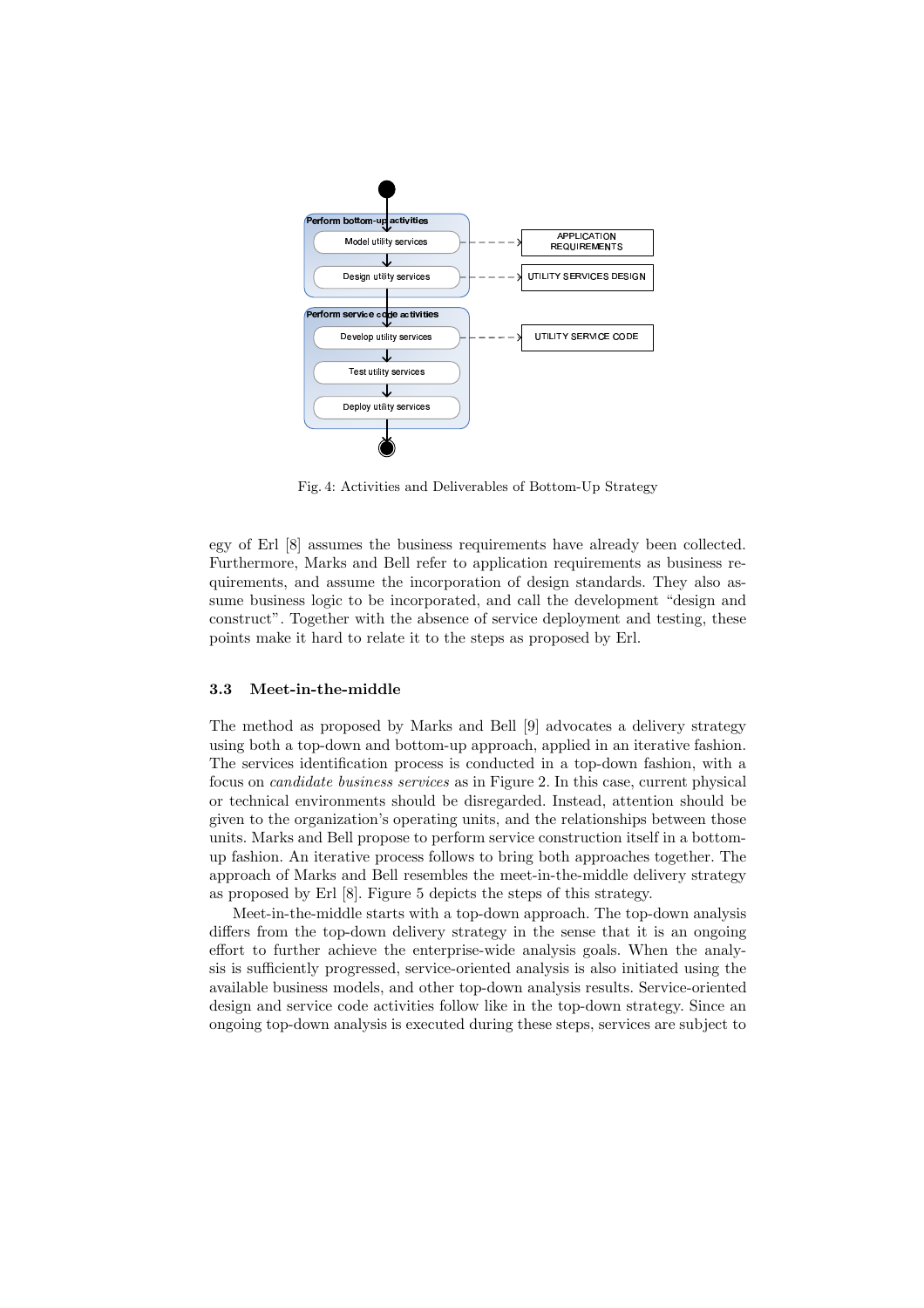Fig. 4: Activities and Deliverables of Bottom-Up Strategy

egy of Erl [8] assumes the business requirements have already been collected. Furthermore, Marks and Bell refer to application requirements as business requirements, and assume the incorporation of design standards. They also assume business logic to be incorporated, and call the development "design and construct". Together with the absence of service deployment and testing, these points make it hard to relate it to the steps as proposed by Erl.

### 3.3 Meet-in-the-middle

The method as proposed by Marks and Bell [9] advocates a delivery strategy using both a top-down and bottom-up approach, applied in an iterative fashion. The services identification process is conducted in a top-down fashion, with a focus on *candidate business services* as in Figure 2. In this case, current physical or technical environments should be disregarded. Instead, attention should be given to the organization's operating units, and the relationships between those units. Marks and Bell propose to perform service construction itself in a bottom-up fashion. An iterative process follows to bring both approaches together. The approach of Marks and Bell resembles the meet-in-the-middle delivery strategy as proposed by Erl [8]. Figure 5 depicts the steps of this strategy.

Meet-in-the-middle starts with a top-down approach. The top-down analysis differs from the top-down delivery strategy in the sense that it is an ongoing effort to further achieve the enterprise-wide analysis goals. When the analysis is sufficiently progressed, service-oriented analysis is also initiated using the available business models, and other top-down analysis results. Service-oriented design and service code activities follow like in the top-down strategy. Since an ongoing top-down analysis is executed during these steps, services are subject to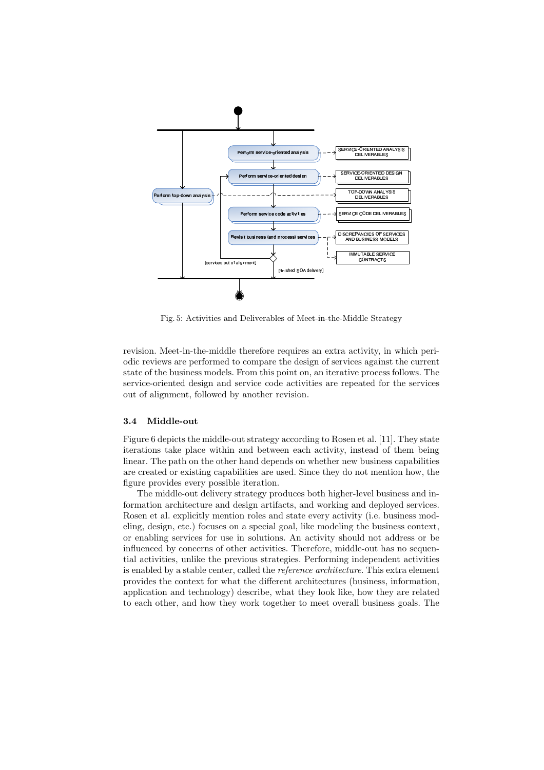Fig. 5: Activities and Deliverables of Meet-in-the-Middle Strategy

revision. Meet-in-the-middle therefore requires an extra activity, in which periodic reviews are performed to compare the design of services against the current state of the business models. From this point on, an iterative process follows. The service-oriented design and service code activities are repeated for the services out of alignment, followed by another revision.

### 3.4 Middle-out

Figure 6 depicts the middle-out strategy according to Rosen et al. [11]. They state iterations take place within and between each activity, instead of them being linear. The path on the other hand depends on whether new business capabilities are created or existing capabilities are used. Since they do not mention how, the figure provides every possible iteration.

The middle-out delivery strategy produces both higher-level business and information architecture and design artifacts, and working and deployed services. Rosen et al. explicitly mention roles and state every activity (i.e. business modeling, design, etc.) focuses on a special goal, like modeling the business context, or enabling services for use in solutions. An activity should not address or be influenced by concerns of other activities. Therefore, middle-out has no sequential activities, unlike the previous strategies. Performing independent activities is enabled by a stable center, called the *reference architecture*. This extra element provides the context for what the different architectures (business, information, application and technology) describe, what they look like, how they are related to each other, and how they work together to meet overall business goals. The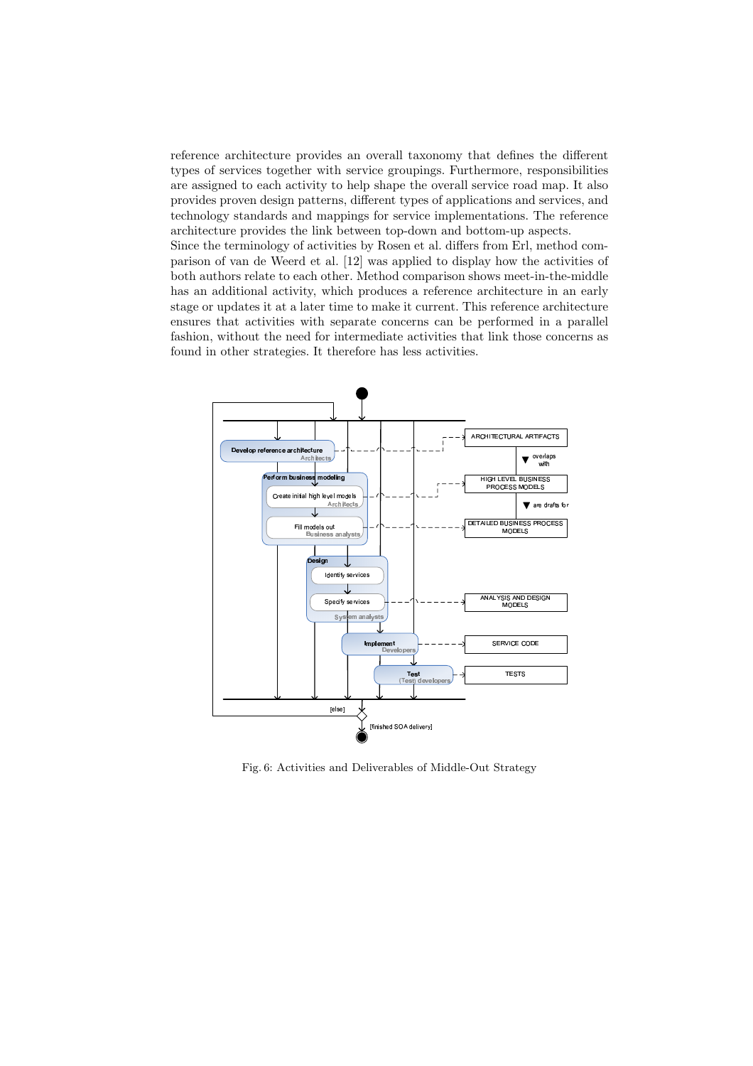reference architecture provides an overall taxonomy that defines the different types of services together with service groupings. Furthermore, responsibilities are assigned to each activity to help shape the overall service road map. It also provides proven design patterns, different types of applications and services, and technology standards and mappings for service implementations. The reference architecture provides the link between top-down and bottom-up aspects.
Since the terminology of activities by Rosen et al. differs from Erl, method comparison of van de Weerd et al. [12] was applied to display how the activities of both authors relate to each other. Method comparison shows meet-in-the-middle has an additional activity, which produces a reference architecture in an early stage or updates it at a later time to make it current. This reference architecture ensures that activities with separate concerns can be performed in a parallel fashion, without the need for intermediate activities that link those concerns as found in other strategies. It therefore has less activities.

Fig. 6: Activities and Deliverables of Middle-Out Strategy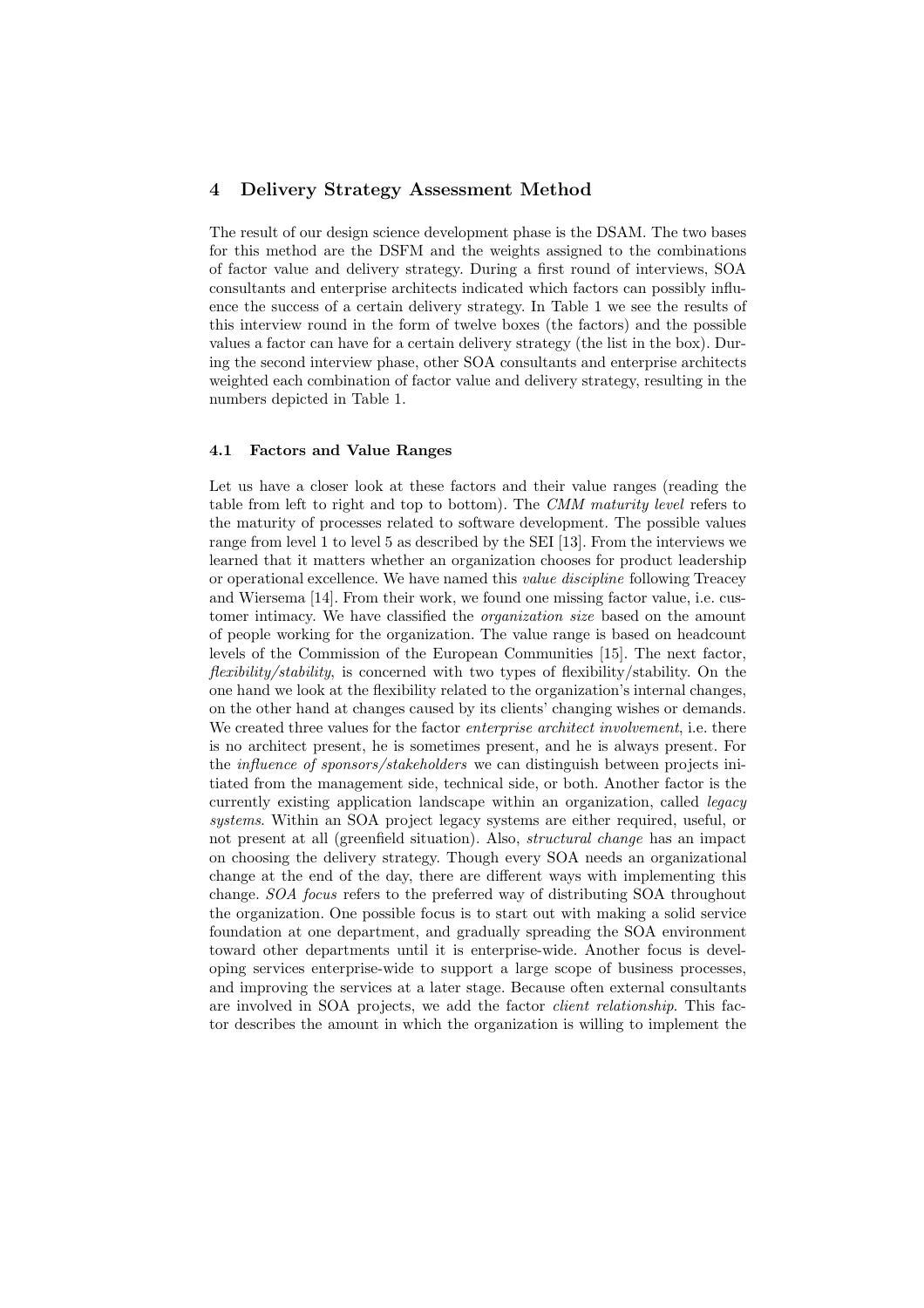## 4 Delivery Strategy Assessment Method

The result of our design science development phase is the DSAM. The two bases for this method are the DSFM and the weights assigned to the combinations of factor value and delivery strategy. During a first round of interviews, SOA consultants and enterprise architects indicated which factors can possibly influence the success of a certain delivery strategy. In Table 1 we see the results of this interview round in the form of twelve boxes (the factors) and the possible values a factor can have for a certain delivery strategy (the list in the box). During the second interview phase, other SOA consultants and enterprise architects weighted each combination of factor value and delivery strategy, resulting in the numbers depicted in Table 1.

### 4.1 Factors and Value Ranges

Let us have a closer look at these factors and their value ranges (reading the table from left to right and top to bottom). The *CMM maturity level* refers to the maturity of processes related to software development. The possible values range from level 1 to level 5 as described by the SEI [13]. From the interviews we learned that it matters whether an organization chooses for product leadership or operational excellence. We have named this *value discipline* following Treacey and Wiersema [14]. From their work, we found one missing factor value, i.e. customer intimacy. We have classified the *organization size* based on the amount of people working for the organization. The value range is based on headcount levels of the Commission of the European Communities [15]. The next factor, *flexibility/stability*, is concerned with two types of flexibility/stability. On the one hand we look at the flexibility related to the organization's internal changes, on the other hand at changes caused by its clients' changing wishes or demands. We created three values for the factor *enterprise architect involvement*, i.e. there is no architect present, he is sometimes present, and he is always present. For the *influence of sponsors/stakeholders* we can distinguish between projects initiated from the management side, technical side, or both. Another factor is the currently existing application landscape within an organization, called *legacy systems*. Within an SOA project legacy systems are either required, useful, or not present at all (greenfield situation). Also, *structural change* has an impact on choosing the delivery strategy. Though every SOA needs an organizational change at the end of the day, there are different ways with implementing this change. *SOA focus* refers to the preferred way of distributing SOA throughout the organization. One possible focus is to start out with making a solid service foundation at one department, and gradually spreading the SOA environment toward other departments until it is enterprise-wide. Another focus is developing services enterprise-wide to support a large scope of business processes, and improving the services at a later stage. Because often external consultants are involved in SOA projects, we add the factor *client relationship*. This factor describes the amount in which the organization is willing to implement the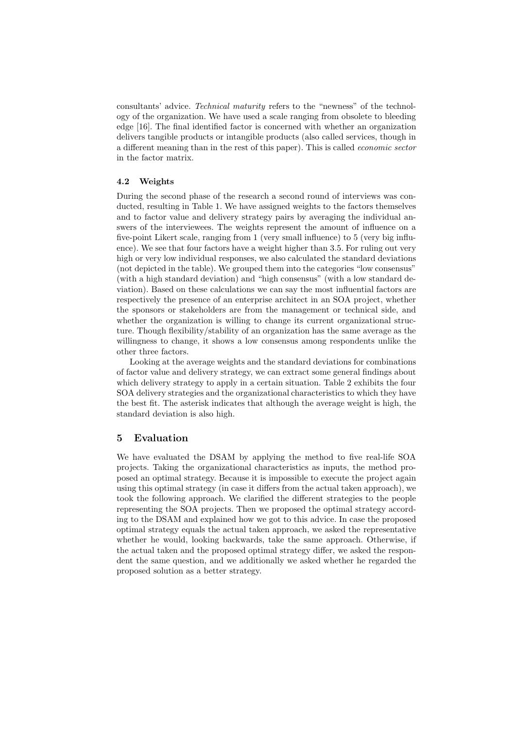consultants' advice. *Technical maturity* refers to the "newness" of the technology of the organization. We have used a scale ranging from obsolete to bleeding edge [16]. The final identified factor is concerned with whether an organization delivers tangible products or intangible products (also called services, though in a different meaning than in the rest of this paper). This is called *economic sector* in the factor matrix.

### 4.2 Weights

During the second phase of the research a second round of interviews was conducted, resulting in Table 1. We have assigned weights to the factors themselves and to factor value and delivery strategy pairs by averaging the individual answers of the interviewees. The weights represent the amount of influence on a five-point Likert scale, ranging from 1 (very small influence) to 5 (very big influence). We see that four factors have a weight higher than 3.5. For ruling out very high or very low individual responses, we also calculated the standard deviations (not depicted in the table). We grouped them into the categories "low consensus" (with a high standard deviation) and "high consensus" (with a low standard deviation). Based on these calculations we can say the most influential factors are respectively the presence of an enterprise architect in an SOA project, whether the sponsors or stakeholders are from the management or technical side, and whether the organization is willing to change its current organizational structure. Though flexibility/stability of an organization has the same average as the willingness to change, it shows a low consensus among respondents unlike the other three factors.

Looking at the average weights and the standard deviations for combinations of factor value and delivery strategy, we can extract some general findings about which delivery strategy to apply in a certain situation. Table 2 exhibits the four SOA delivery strategies and the organizational characteristics to which they have the best fit. The asterisk indicates that although the average weight is high, the standard deviation is also high.

## 5 Evaluation

We have evaluated the DSAM by applying the method to five real-life SOA projects. Taking the organizational characteristics as inputs, the method proposed an optimal strategy. Because it is impossible to execute the project again using this optimal strategy (in case it differs from the actual taken approach), we took the following approach. We clarified the different strategies to the people representing the SOA projects. Then we proposed the optimal strategy according to the DSAM and explained how we got to this advice. In case the proposed optimal strategy equals the actual taken approach, we asked the representative whether he would, looking backwards, take the same approach. Otherwise, if the actual taken and the proposed optimal strategy differ, we asked the respondent the same question, and we additionally we asked whether he regarded the proposed solution as a better strategy.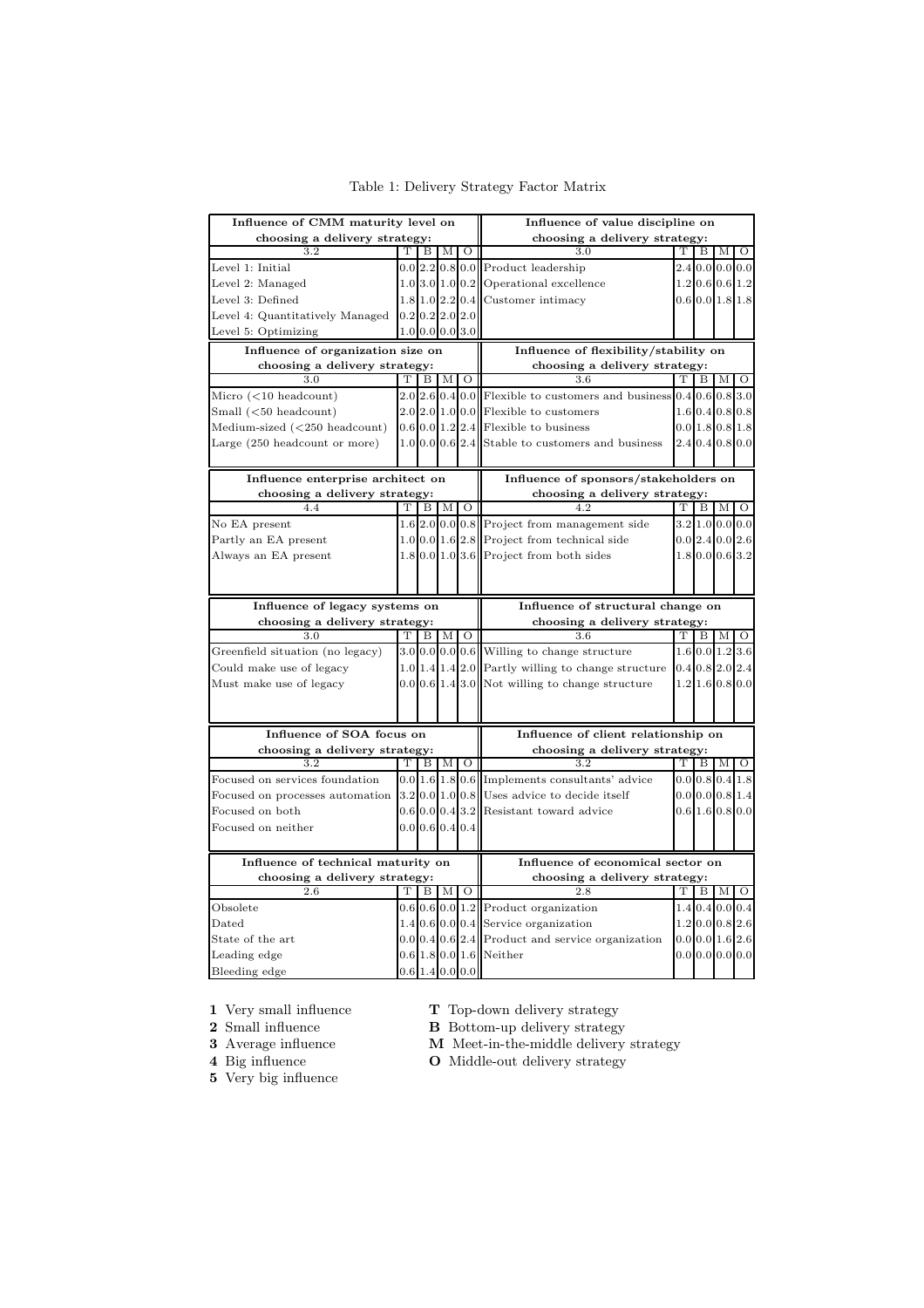Table 1: Delivery Strategy Factor Matrix

| Influence of CMM maturity level on choosing a delivery strategy: | | | | | Influence of value discipline on choosing a delivery strategy: | | | | |
|---|---|---|---|---|---|---|---|---|---|
| 3.2 | T | B | M | O | 3.0 | T | B | M | O |
| Level 1: Initial | 0.0 | 2.2 | 0.8 | 0.0 | Product leadership | 2.4 | 0.0 | 0.0 | 0.0 |
| Level 2: Managed | 1.0 | 3.0 | 1.0 | 0.2 | Operational excellence | 1.2 | 0.6 | 0.6 | 1.2 |
| Level 3: Defined | 1.8 | 1.0 | 2.2 | 0.4 | Customer intimacy | 0.6 | 0.0 | 1.8 | 1.8 |
| Level 4: Quantitatively Managed | 0.2 | 0.2 | 2.0 | 2.0 | | | | | |
| Level 5: Optimizing | 1.0 | 0.0 | 0.0 | 3.0 | | | | | |

| Influence of organization size on choosing a delivery strategy: | | | | | Influence of flexibility/stability on choosing a delivery strategy: | | | | |
|---|---|---|---|---|---|---|---|---|---|
| 3.0 | T | B | M | O | 3.6 | T | B | M | O |
| Micro (<10 headcount) | 2.0 | 2.6 | 0.4 | 0.0 | Flexible to customers and business | 0.4 | 0.6 | 0.8 | 3.0 |
| Small (<50 headcount) | 2.0 | 2.0 | 1.0 | 0.0 | Flexible to customers | 1.6 | 0.4 | 0.8 | 0.8 |
| Medium-sized (<250 headcount) | 0.6 | 0.0 | 1.2 | 2.4 | Flexible to business | 0.0 | 1.8 | 0.8 | 1.8 |
| Large (250 headcount or more) | 1.0 | 0.0 | 0.6 | 2.4 | Stable to customers and business | 2.4 | 0.4 | 0.8 | 0.0 |

| Influence enterprise architect on choosing a delivery strategy: | | | | | Influence of sponsors/stakeholders on choosing a delivery strategy: | | | | |
|---|---|---|---|---|---|---|---|---|---|
| 4.4 | T | B | M | O | 4.2 | T | B | M | O |
| No EA present | 1.6 | 2.0 | 0.0 | 0.8 | Project from management side | 3.2 | 1.0 | 0.0 | 0.0 |
| Partly an EA present | 1.0 | 0.0 | 1.6 | 2.8 | Project from technical side | 0.0 | 2.4 | 0.0 | 2.6 |
| Always an EA present | 1.8 | 0.0 | 1.0 | 3.6 | Project from both sides | 1.8 | 0.0 | 0.6 | 3.2 |

| Influence of legacy systems on choosing a delivery strategy: | | | | | Influence of structural change on choosing a delivery strategy: | | | | |
|---|---|---|---|---|---|---|---|---|---|
| 3.0 | T | B | M | O | 3.6 | T | B | M | O |
| Greenfield situation (no legacy) | 3.0 | 0.0 | 0.0 | 0.6 | Willing to change structure | 1.6 | 0.0 | 1.2 | 3.6 |
| Could make use of legacy | 1.0 | 1.4 | 1.4 | 2.0 | Partly willing to change structure | 0.4 | 0.8 | 2.0 | 2.4 |
| Must make use of legacy | 0.0 | 0.6 | 1.4 | 3.0 | Not willing to change structure | 1.2 | 1.6 | 0.8 | 0.0 |

| Influence of SOA focus on choosing a delivery strategy: | | | | | Influence of client relationship on choosing a delivery strategy: | | | | |
|---|---|---|---|---|---|---|---|---|---|
| 3.2 | T | B | M | O | 3.2 | T | B | M | O |
| Focused on services foundation | 0.0 | 1.6 | 1.8 | 0.6 | Implements consultants' advice | 0.0 | 0.8 | 0.4 | 1.8 |
| Focused on processes automation | 3.2 | 0.0 | 1.0 | 0.8 | Uses advice to decide itself | 0.0 | 0.0 | 0.8 | 1.4 |
| Focused on both | 0.6 | 0.0 | 0.4 | 3.2 | Resistant toward advice | 0.6 | 1.6 | 0.8 | 0.0 |
| Focused on neither | 0.0 | 0.6 | 0.4 | 0.4 | | | | | |

| Influence of technical maturity on choosing a delivery strategy: | | | | | Influence of economical sector on choosing a delivery strategy: | | | | |
|---|---|---|---|---|---|---|---|---|---|
| 2.6 | T | B | M | O | 2.8 | T | B | M | O |
| Obsolete | 0.6 | 0.6 | 0.0 | 1.2 | Product organization | 1.4 | 0.4 | 0.0 | 0.4 |
| Dated | 1.4 | 0.6 | 0.0 | 0.4 | Service organization | 1.2 | 0.0 | 0.8 | 2.6 |
| State of the art | 0.0 | 0.4 | 0.6 | 2.4 | Product and service organization | 0.0 | 0.0 | 1.6 | 2.6 |
| Leading edge | 0.6 | 1.8 | 0.0 | 1.6 | Neither | 0.0 | 0.0 | 0.0 | 0.0 |
| Bleeding edge | 0.6 | 1.4 | 0.0 | 0.0 | | | | | |

**1** Very small influence
**2** Small influence
**3** Average influence
**4** Big influence
**5** Very big influence

**T** Top-down delivery strategy
**B** Bottom-up delivery strategy
**M** Meet-in-the-middle delivery strategy
**O** Middle-out delivery strategy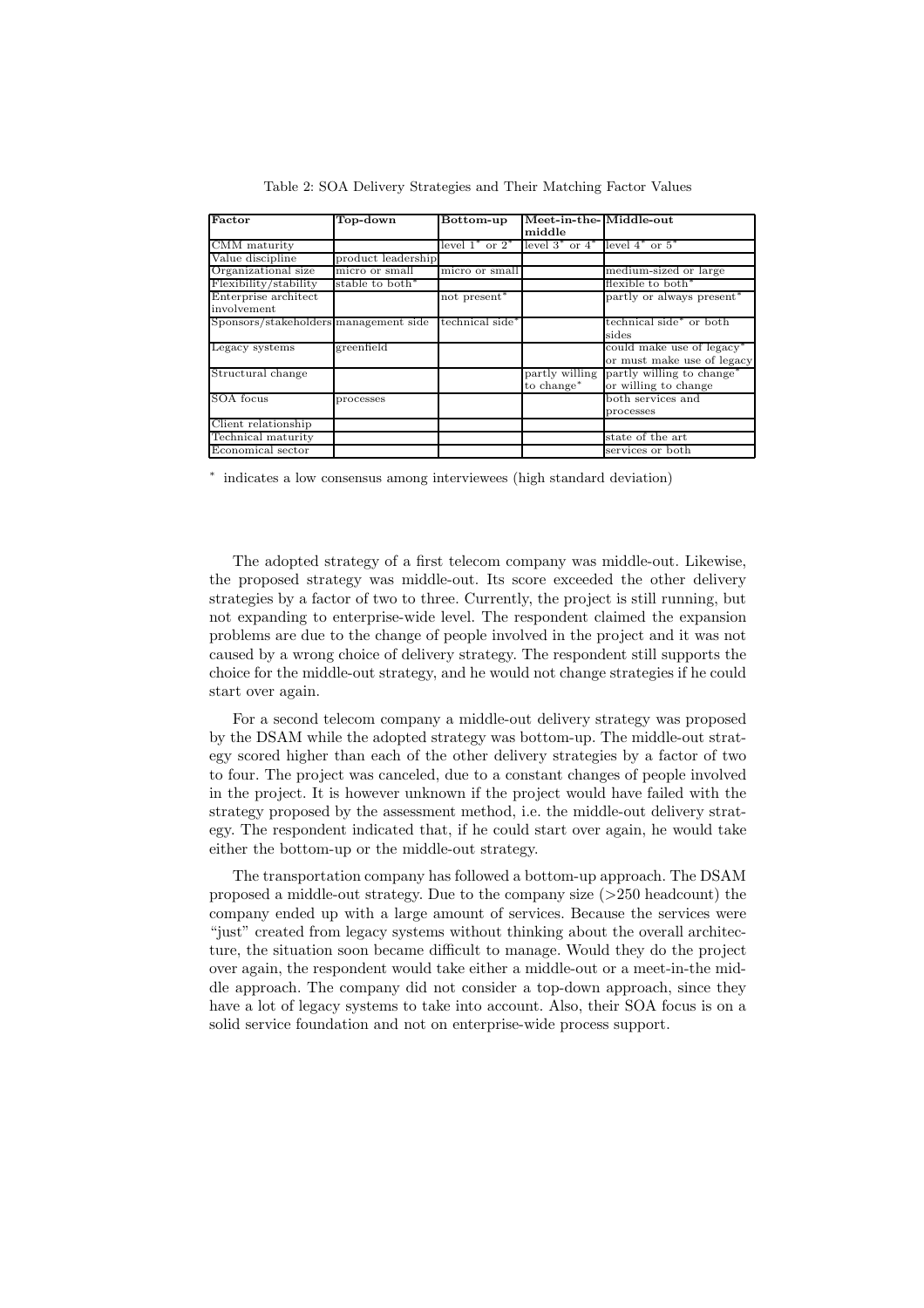Table 2: SOA Delivery Strategies and Their Matching Factor Values

| Factor | Top-down | Bottom-up | Meet-in-the-middle | Middle-out |
|---|---|---|---|---|
| CMM maturity | | level 1* or 2* | level 3* or 4* | level 4* or 5* |
| Value discipline | product leadership | | | |
| Organizational size | micro or small | micro or small | | medium-sized or large |
| Flexibility/stability | stable to both* | | | flexible to both* |
| Enterprise architect involvement | | not present* | | partly or always present* |
| Sponsors/stakeholders | management side | technical side* | | technical side* or both sides |
| Legacy systems | greenfield | | | could make use of legacy* or must make use of legacy |
| Structural change | | | partly willing to change* | partly willing to change* or willing to change |
| SOA focus | processes | | | both services and processes |
| Client relationship | | | | |
| Technical maturity | | | | state of the art |
| Economical sector | | | | services or both |

* indicates a low consensus among interviewees (high standard deviation)

The adopted strategy of a first telecom company was middle-out. Likewise, the proposed strategy was middle-out. Its score exceeded the other delivery strategies by a factor of two to three. Currently, the project is still running, but not expanding to enterprise-wide level. The respondent claimed the expansion problems are due to the change of people involved in the project and it was not caused by a wrong choice of delivery strategy. The respondent still supports the choice for the middle-out strategy, and he would not change strategies if he could start over again.

For a second telecom company a middle-out delivery strategy was proposed by the DSAM while the adopted strategy was bottom-up. The middle-out strategy scored higher than each of the other delivery strategies by a factor of two to four. The project was canceled, due to a constant changes of people involved in the project. It is however unknown if the project would have failed with the strategy proposed by the assessment method, i.e. the middle-out delivery strategy. The respondent indicated that, if he could start over again, he would take either the bottom-up or the middle-out strategy.

The transportation company has followed a bottom-up approach. The DSAM proposed a middle-out strategy. Due to the company size (>250 headcount) the company ended up with a large amount of services. Because the services were "just" created from legacy systems without thinking about the overall architecture, the situation soon became difficult to manage. Would they do the project over again, the respondent would take either a middle-out or a meet-in-the middle approach. The company did not consider a top-down approach, since they have a lot of legacy systems to take into account. Also, their SOA focus is on a solid service foundation and not on enterprise-wide process support.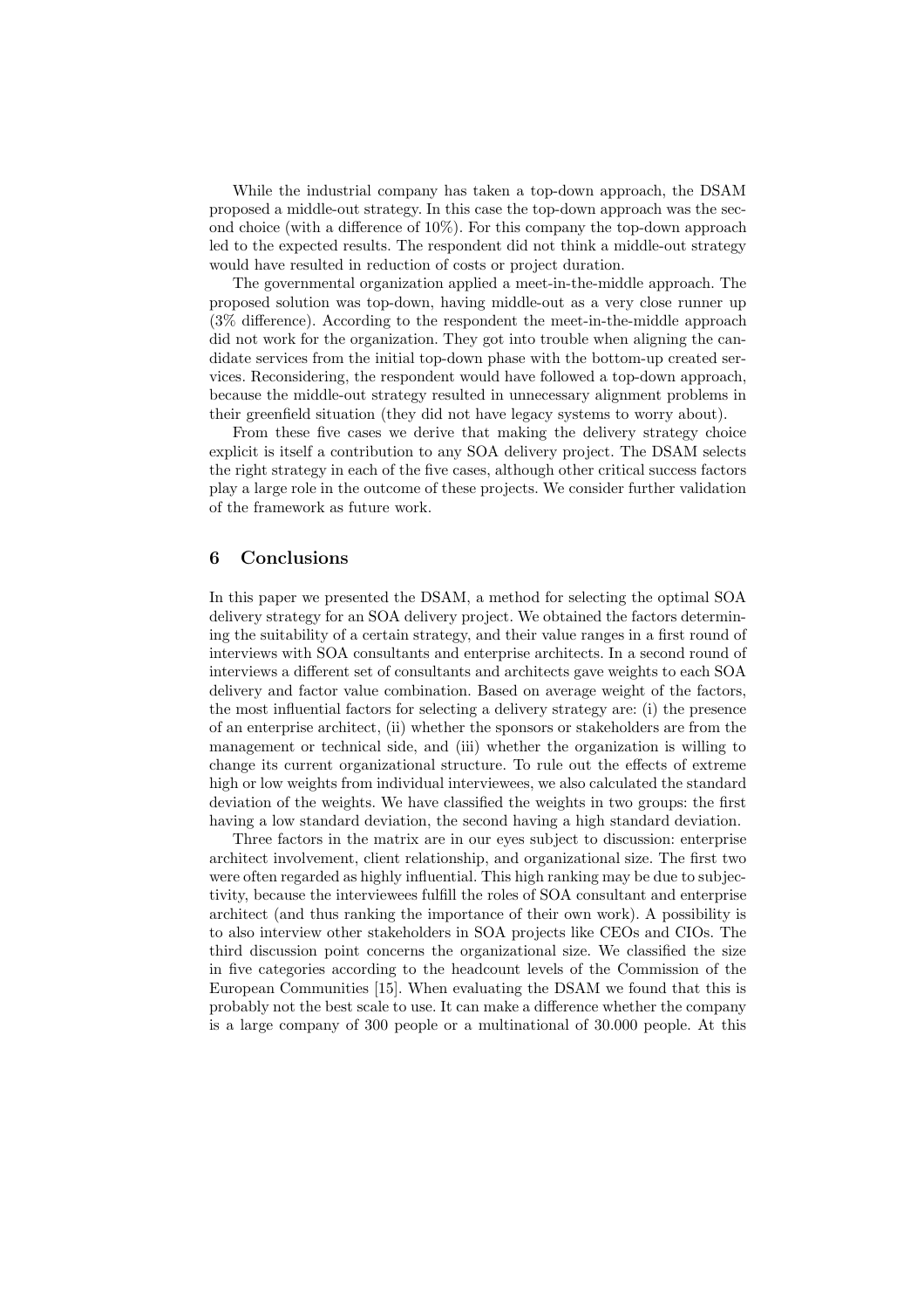While the industrial company has taken a top-down approach, the DSAM proposed a middle-out strategy. In this case the top-down approach was the second choice (with a difference of 10%). For this company the top-down approach led to the expected results. The respondent did not think a middle-out strategy would have resulted in reduction of costs or project duration.

The governmental organization applied a meet-in-the-middle approach. The proposed solution was top-down, having middle-out as a very close runner up (3% difference). According to the respondent the meet-in-the-middle approach did not work for the organization. They got into trouble when aligning the candidate services from the initial top-down phase with the bottom-up created services. Reconsidering, the respondent would have followed a top-down approach, because the middle-out strategy resulted in unnecessary alignment problems in their greenfield situation (they did not have legacy systems to worry about).

From these five cases we derive that making the delivery strategy choice explicit is itself a contribution to any SOA delivery project. The DSAM selects the right strategy in each of the five cases, although other critical success factors play a large role in the outcome of these projects. We consider further validation of the framework as future work.

## 6 Conclusions

In this paper we presented the DSAM, a method for selecting the optimal SOA delivery strategy for an SOA delivery project. We obtained the factors determining the suitability of a certain strategy, and their value ranges in a first round of interviews with SOA consultants and enterprise architects. In a second round of interviews a different set of consultants and architects gave weights to each SOA delivery and factor value combination. Based on average weight of the factors, the most influential factors for selecting a delivery strategy are: (i) the presence of an enterprise architect, (ii) whether the sponsors or stakeholders are from the management or technical side, and (iii) whether the organization is willing to change its current organizational structure. To rule out the effects of extreme high or low weights from individual interviewees, we also calculated the standard deviation of the weights. We have classified the weights in two groups: the first having a low standard deviation, the second having a high standard deviation.

Three factors in the matrix are in our eyes subject to discussion: enterprise architect involvement, client relationship, and organizational size. The first two were often regarded as highly influential. This high ranking may be due to subjectivity, because the interviewees fulfill the roles of SOA consultant and enterprise architect (and thus ranking the importance of their own work). A possibility is to also interview other stakeholders in SOA projects like CEOs and CIOs. The third discussion point concerns the organizational size. We classified the size in five categories according to the headcount levels of the Commission of the European Communities [15]. When evaluating the DSAM we found that this is probably not the best scale to use. It can make a difference whether the company is a large company of 300 people or a multinational of 30.000 people. At this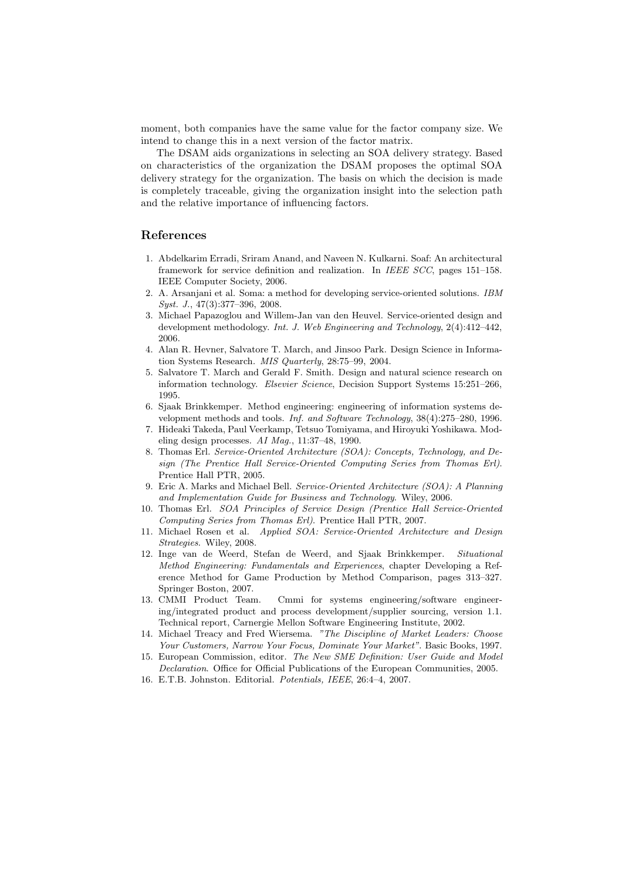moment, both companies have the same value for the factor company size. We intend to change this in a next version of the factor matrix.

The DSAM aids organizations in selecting an SOA delivery strategy. Based on characteristics of the organization the DSAM proposes the optimal SOA delivery strategy for the organization. The basis on which the decision is made is completely traceable, giving the organization insight into the selection path and the relative importance of influencing factors.

## References

1. Abdelkarim Erradi, Sriram Anand, and Naveen N. Kulkarni. Soaf: An architectural framework for service definition and realization. In *IEEE SCC*, pages 151–158. IEEE Computer Society, 2006.
2. A. Arsanjani et al. Soma: a method for developing service-oriented solutions. *IBM Syst. J.*, 47(3):377–396, 2008.
3. Michael Papazoglou and Willem-Jan van den Heuvel. Service-oriented design and development methodology. *Int. J. Web Engineering and Technology*, 2(4):412–442, 2006.
4. Alan R. Hevner, Salvatore T. March, and Jinsoo Park. Design Science in Information Systems Research. *MIS Quarterly*, 28:75–99, 2004.
5. Salvatore T. March and Gerald F. Smith. Design and natural science research on information technology. *Elsevier Science*, Decision Support Systems 15:251–266, 1995.
6. Sjaak Brinkkemper. Method engineering: engineering of information systems development methods and tools. *Inf. and Software Technology*, 38(4):275–280, 1996.
7. Hideaki Takeda, Paul Veerkamp, Tetsuo Tomiyama, and Hiroyuki Yoshikawa. Modeling design processes. *AI Mag.*, 11:37–48, 1990.
8. Thomas Erl. *Service-Oriented Architecture (SOA): Concepts, Technology, and Design (The Prentice Hall Service-Oriented Computing Series from Thomas Erl).* Prentice Hall PTR, 2005.
9. Eric A. Marks and Michael Bell. *Service-Oriented Architecture (SOA): A Planning and Implementation Guide for Business and Technology*. Wiley, 2006.
10. Thomas Erl. *SOA Principles of Service Design (Prentice Hall Service-Oriented Computing Series from Thomas Erl).* Prentice Hall PTR, 2007.
11. Michael Rosen et al. *Applied SOA: Service-Oriented Architecture and Design Strategies*. Wiley, 2008.
12. Inge van de Weerd, Stefan de Weerd, and Sjaak Brinkkemper. *Situational Method Engineering: Fundamentals and Experiences*, chapter Developing a Reference Method for Game Production by Method Comparison, pages 313–327. Springer Boston, 2007.
13. CMMI Product Team. Cmmi for systems engineering/software engineering/integrated product and process development/supplier sourcing, version 1.1. Technical report, Carnergie Mellon Software Engineering Institute, 2002.
14. Michael Treacy and Fred Wiersema. *"The Discipline of Market Leaders: Choose Your Customers, Narrow Your Focus, Dominate Your Market"*. Basic Books, 1997.
15. European Commission, editor. *The New SME Definition: User Guide and Model Declaration*. Office for Official Publications of the European Communities, 2005.
16. E.T.B. Johnston. Editorial. *Potentials, IEEE*, 26:4–4, 2007.